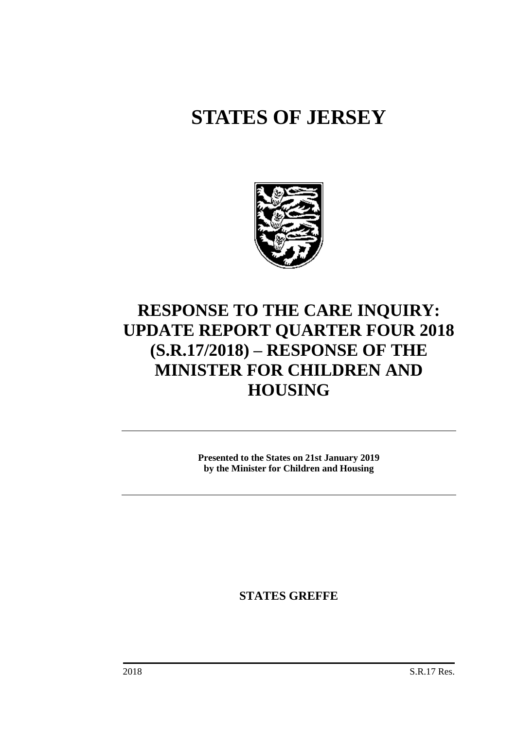# STATES OF JERSEY

# RESPONSE TO THE CARE INQUIRY: UPDATE REPORT QUARTER FOUR 2018 (S.R.17/2018) – RESPONSE OF THE MINISTER FOR CHILDREN AND HOUSING

---

**Presented to the States on 21st January 2019**
**by the Minister for Children and Housing**

---

**STATES GREFFE**

2018 S.R.17 Res.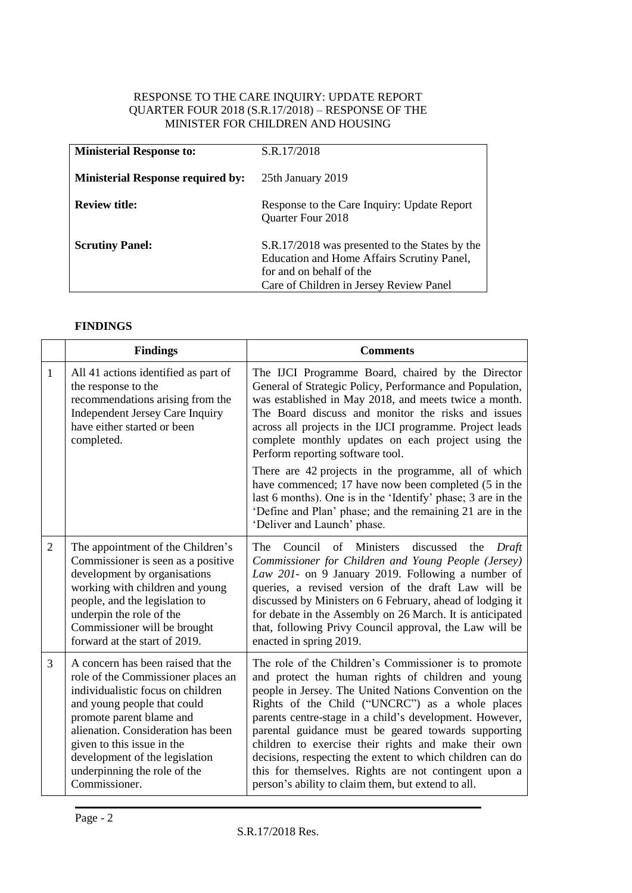RESPONSE TO THE CARE INQUIRY: UPDATE REPORT QUARTER FOUR 2018 (S.R.17/2018) – RESPONSE OF THE MINISTER FOR CHILDREN AND HOUSING

| | |
|---|---|
| **Ministerial Response to:** | S.R.17/2018 |
| **Ministerial Response required by:** | 25th January 2019 |
| **Review title:** | Response to the Care Inquiry: Update Report Quarter Four 2018 |
| **Scrutiny Panel:** | S.R.17/2018 was presented to the States by the Education and Home Affairs Scrutiny Panel, for and on behalf of the Care of Children in Jersey Review Panel |

## FINDINGS

| | Findings | Comments |
|---|---|---|
| 1 | All 41 actions identified as part of the response to the recommendations arising from the Independent Jersey Care Inquiry have either started or been completed. | The IJCI Programme Board, chaired by the Director General of Strategic Policy, Performance and Population, was established in May 2018, and meets twice a month. The Board discuss and monitor the risks and issues across all projects in the IJCI programme. Project leads complete monthly updates on each project using the Perform reporting software tool.<br><br>There are 42 projects in the programme, all of which have commenced; 17 have now been completed (5 in the last 6 months). One is in the 'Identify' phase; 3 are in the 'Define and Plan' phase; and the remaining 21 are in the 'Deliver and Launch' phase. |
| 2 | The appointment of the Children's Commissioner is seen as a positive development by organisations working with children and young people, and the legislation to underpin the role of the Commissioner will be brought forward at the start of 2019. | The Council of Ministers discussed the *Draft Commissioner for Children and Young People (Jersey) Law 201-* on 9 January 2019. Following a number of queries, a revised version of the draft Law will be discussed by Ministers on 6 February, ahead of lodging it for debate in the Assembly on 26 March. It is anticipated that, following Privy Council approval, the Law will be enacted in spring 2019. |
| 3 | A concern has been raised that the role of the Commissioner places an individualistic focus on children and young people that could promote parent blame and alienation. Consideration has been given to this issue in the development of the legislation underpinning the role of the Commissioner. | The role of the Children's Commissioner is to promote and protect the human rights of children and young people in Jersey. The United Nations Convention on the Rights of the Child ("UNCRC") as a whole places parents centre-stage in a child's development. However, parental guidance must be geared towards supporting children to exercise their rights and make their own decisions, respecting the extent to which children can do this for themselves. Rights are not contingent upon a person's ability to claim them, but extend to all. |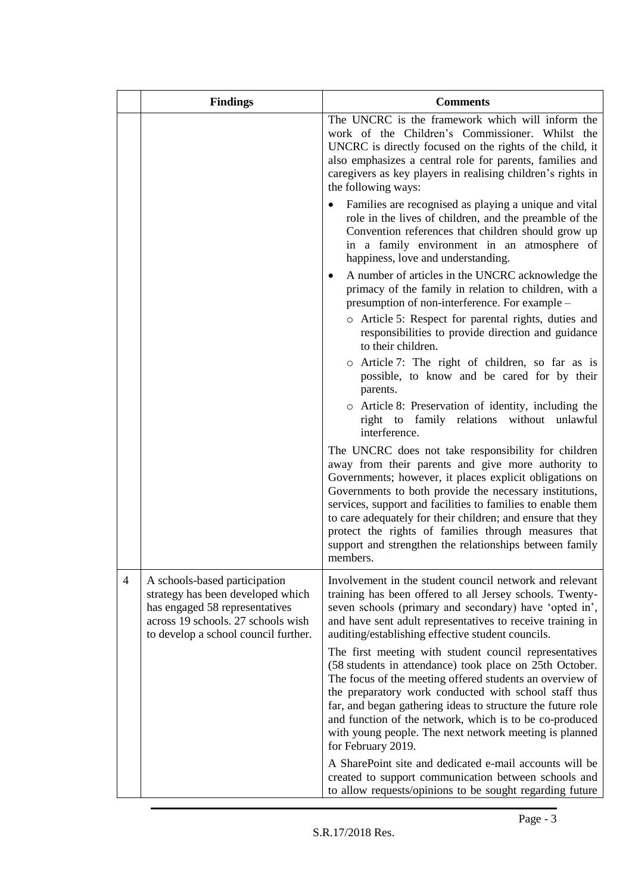| | Findings | Comments |
|---|---|---|
| | | The UNCRC is the framework which will inform the work of the Children's Commissioner. Whilst the UNCRC is directly focused on the rights of the child, it also emphasizes a central role for parents, families and caregivers as key players in realising children's rights in the following ways:<br><br>• Families are recognised as playing a unique and vital role in the lives of children, and the preamble of the Convention references that children should grow up in a family environment in an atmosphere of happiness, love and understanding.<br><br>• A number of articles in the UNCRC acknowledge the primacy of the family in relation to children, with a presumption of non-interference. For example –<br>  ○ Article 5: Respect for parental rights, duties and responsibilities to provide direction and guidance to their children.<br>  ○ Article 7: The right of children, so far as is possible, to know and be cared for by their parents.<br>  ○ Article 8: Preservation of identity, including the right to family relations without unlawful interference.<br><br>The UNCRC does not take responsibility for children away from their parents and give more authority to Governments; however, it places explicit obligations on Governments to both provide the necessary institutions, services, support and facilities to families to enable them to care adequately for their children; and ensure that they protect the rights of families through measures that support and strengthen the relationships between family members. |
| 4 | A schools-based participation strategy has been developed which has engaged 58 representatives across 19 schools. 27 schools wish to develop a school council further. | Involvement in the student council network and relevant training has been offered to all Jersey schools. Twenty-seven schools (primary and secondary) have 'opted in', and have sent adult representatives to receive training in auditing/establishing effective student councils.<br><br>The first meeting with student council representatives (58 students in attendance) took place on 25th October. The focus of the meeting offered students an overview of the preparatory work conducted with school staff thus far, and began gathering ideas to structure the future role and function of the network, which is to be co-produced with young people. The next network meeting is planned for February 2019.<br><br>A SharePoint site and dedicated e-mail accounts will be created to support communication between schools and to allow requests/opinions to be sought regarding future |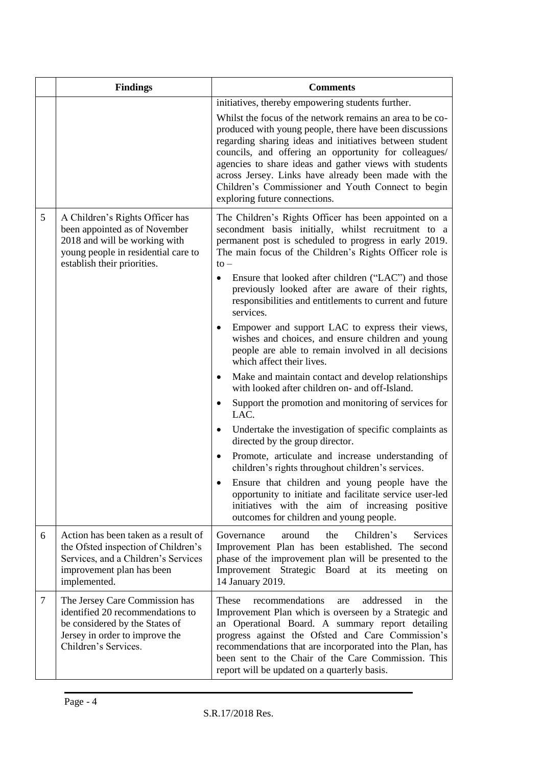| | Findings | Comments |
|---|---|---|
| | | initiatives, thereby empowering students further.<br><br>Whilst the focus of the network remains an area to be co-produced with young people, there have been discussions regarding sharing ideas and initiatives between student councils, and offering an opportunity for colleagues/ agencies to share ideas and gather views with students across Jersey. Links have already been made with the Children's Commissioner and Youth Connect to begin exploring future connections. |
| 5 | A Children's Rights Officer has been appointed as of November 2018 and will be working with young people in residential care to establish their priorities. | The Children's Rights Officer has been appointed on a secondment basis initially, whilst recruitment to a permanent post is scheduled to progress in early 2019. The main focus of the Children's Rights Officer role is to –<br><br>• Ensure that looked after children ("LAC") and those previously looked after are aware of their rights, responsibilities and entitlements to current and future services.<br>• Empower and support LAC to express their views, wishes and choices, and ensure children and young people are able to remain involved in all decisions which affect their lives.<br>• Make and maintain contact and develop relationships with looked after children on- and off-Island.<br>• Support the promotion and monitoring of services for LAC.<br>• Undertake the investigation of specific complaints as directed by the group director.<br>• Promote, articulate and increase understanding of children's rights throughout children's services.<br>• Ensure that children and young people have the opportunity to initiate and facilitate service user-led initiatives with the aim of increasing positive outcomes for children and young people. |
| 6 | Action has been taken as a result of the Ofsted inspection of Children's Services, and a Children's Services improvement plan has been implemented. | Governance around the Children's Services Improvement Plan has been established. The second phase of the improvement plan will be presented to the Improvement Strategic Board at its meeting on 14 January 2019. |
| 7 | The Jersey Care Commission has identified 20 recommendations to be considered by the States of Jersey in order to improve the Children's Services. | These recommendations are addressed in the Improvement Plan which is overseen by a Strategic and an Operational Board. A summary report detailing progress against the Ofsted and Care Commission's recommendations that are incorporated into the Plan, has been sent to the Chair of the Care Commission. This report will be updated on a quarterly basis. |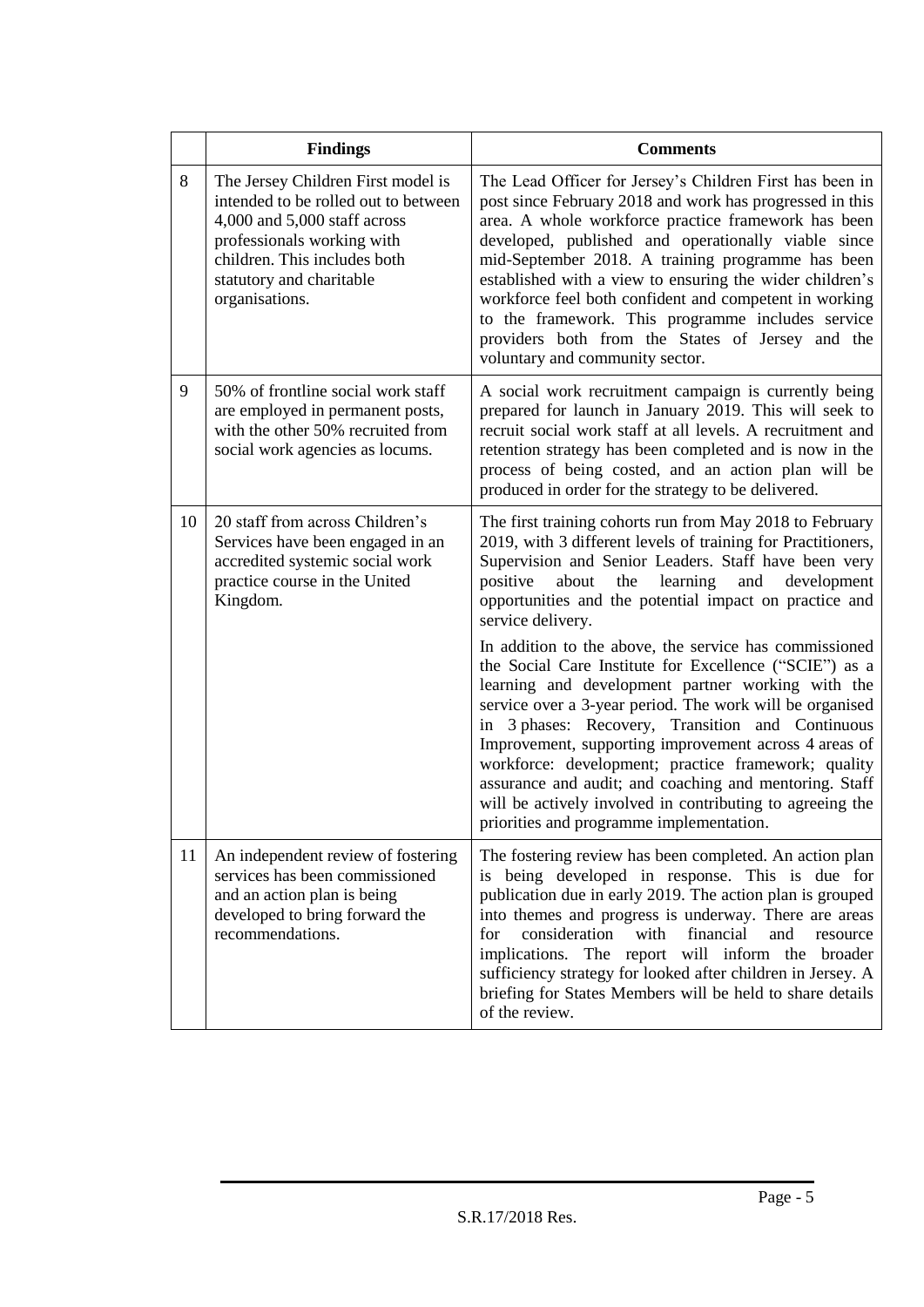| | Findings | Comments |
|---|---|---|
| 8 | The Jersey Children First model is intended to be rolled out to between 4,000 and 5,000 staff across professionals working with children. This includes both statutory and charitable organisations. | The Lead Officer for Jersey's Children First has been in post since February 2018 and work has progressed in this area. A whole workforce practice framework has been developed, published and operationally viable since mid-September 2018. A training programme has been established with a view to ensuring the wider children's workforce feel both confident and competent in working to the framework. This programme includes service providers both from the States of Jersey and the voluntary and community sector. |
| 9 | 50% of frontline social work staff are employed in permanent posts, with the other 50% recruited from social work agencies as locums. | A social work recruitment campaign is currently being prepared for launch in January 2019. This will seek to recruit social work staff at all levels. A recruitment and retention strategy has been completed and is now in the process of being costed, and an action plan will be produced in order for the strategy to be delivered. |
| 10 | 20 staff from across Children's Services have been engaged in an accredited systemic social work practice course in the United Kingdom. | The first training cohorts run from May 2018 to February 2019, with 3 different levels of training for Practitioners, Supervision and Senior Leaders. Staff have been very positive about the learning and development opportunities and the potential impact on practice and service delivery.<br><br>In addition to the above, the service has commissioned the Social Care Institute for Excellence ("SCIE") as a learning and development partner working with the service over a 3-year period. The work will be organised in 3 phases: Recovery, Transition and Continuous Improvement, supporting improvement across 4 areas of workforce: development; practice framework; quality assurance and audit; and coaching and mentoring. Staff will be actively involved in contributing to agreeing the priorities and programme implementation. |
| 11 | An independent review of fostering services has been commissioned and an action plan is being developed to bring forward the recommendations. | The fostering review has been completed. An action plan is being developed in response. This is due for publication due in early 2019. The action plan is grouped into themes and progress is underway. There are areas for consideration with financial and resource implications. The report will inform the broader sufficiency strategy for looked after children in Jersey. A briefing for States Members will be held to share details of the review. |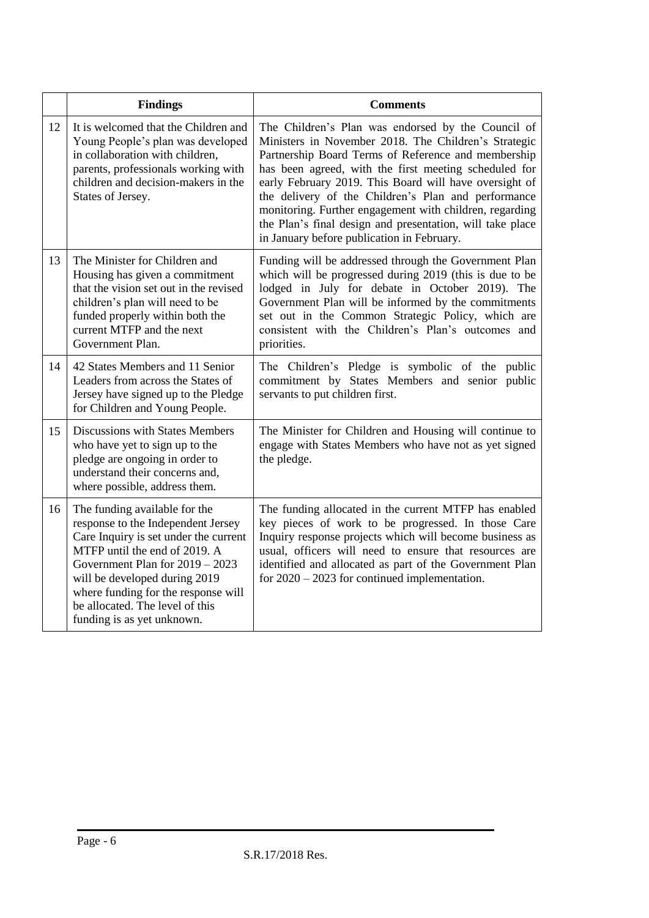| | Findings | Comments |
|---|---|---|
| 12 | It is welcomed that the Children and Young People's plan was developed in collaboration with children, parents, professionals working with children and decision-makers in the States of Jersey. | The Children's Plan was endorsed by the Council of Ministers in November 2018. The Children's Strategic Partnership Board Terms of Reference and membership has been agreed, with the first meeting scheduled for early February 2019. This Board will have oversight of the delivery of the Children's Plan and performance monitoring. Further engagement with children, regarding the Plan's final design and presentation, will take place in January before publication in February. |
| 13 | The Minister for Children and Housing has given a commitment that the vision set out in the revised children's plan will need to be funded properly within both the current MTFP and the next Government Plan. | Funding will be addressed through the Government Plan which will be progressed during 2019 (this is due to be lodged in July for debate in October 2019). The Government Plan will be informed by the commitments set out in the Common Strategic Policy, which are consistent with the Children's Plan's outcomes and priorities. |
| 14 | 42 States Members and 11 Senior Leaders from across the States of Jersey have signed up to the Pledge for Children and Young People. | The Children's Pledge is symbolic of the public commitment by States Members and senior public servants to put children first. |
| 15 | Discussions with States Members who have yet to sign up to the pledge are ongoing in order to understand their concerns and, where possible, address them. | The Minister for Children and Housing will continue to engage with States Members who have not as yet signed the pledge. |
| 16 | The funding available for the response to the Independent Jersey Care Inquiry is set under the current MTFP until the end of 2019. A Government Plan for 2019 – 2023 will be developed during 2019 where funding for the response will be allocated. The level of this funding is as yet unknown. | The funding allocated in the current MTFP has enabled key pieces of work to be progressed. In those Care Inquiry response projects which will become business as usual, officers will need to ensure that resources are identified and allocated as part of the Government Plan for 2020 – 2023 for continued implementation. |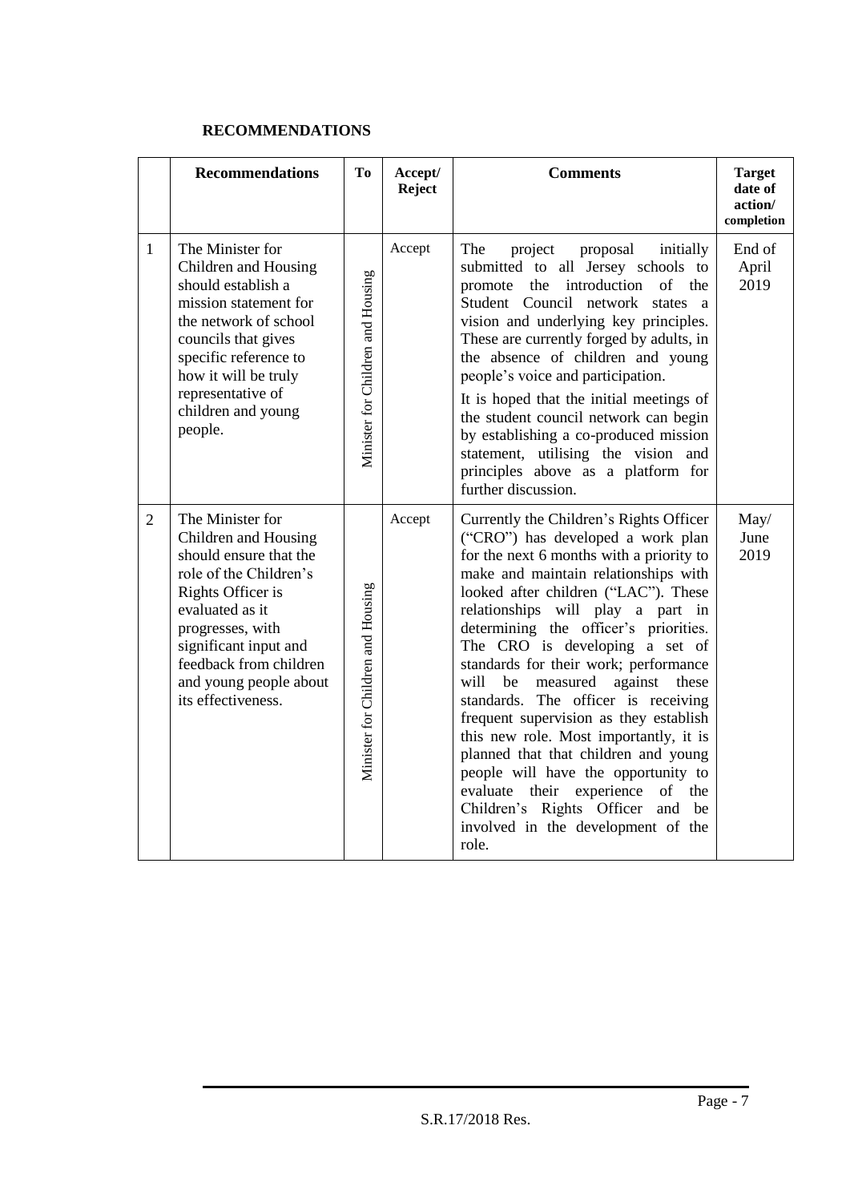## RECOMMENDATIONS

| | Recommendations | To | Accept/ Reject | Comments | Target date of action/ completion |
|---|---|---|---|---|---|
| 1 | The Minister for Children and Housing should establish a mission statement for the network of school councils that gives specific reference to how it will be truly representative of children and young people. | Minister for Children and Housing | Accept | The project proposal initially submitted to all Jersey schools to promote the introduction of the Student Council network states a vision and underlying key principles. These are currently forged by adults, in the absence of children and young people's voice and participation.<br><br>It is hoped that the initial meetings of the student council network can begin by establishing a co-produced mission statement, utilising the vision and principles above as a platform for further discussion. | End of April 2019 |
| 2 | The Minister for Children and Housing should ensure that the role of the Children's Rights Officer is evaluated as it progresses, with significant input and feedback from children and young people about its effectiveness. | Minister for Children and Housing | Accept | Currently the Children's Rights Officer ("CRO") has developed a work plan for the next 6 months with a priority to make and maintain relationships with looked after children ("LAC"). These relationships will play a part in determining the officer's priorities. The CRO is developing a set of standards for their work; performance will be measured against these standards. The officer is receiving frequent supervision as they establish this new role. Most importantly, it is planned that that children and young people will have the opportunity to evaluate their experience of the Children's Rights Officer and be involved in the development of the role. | May/ June 2019 |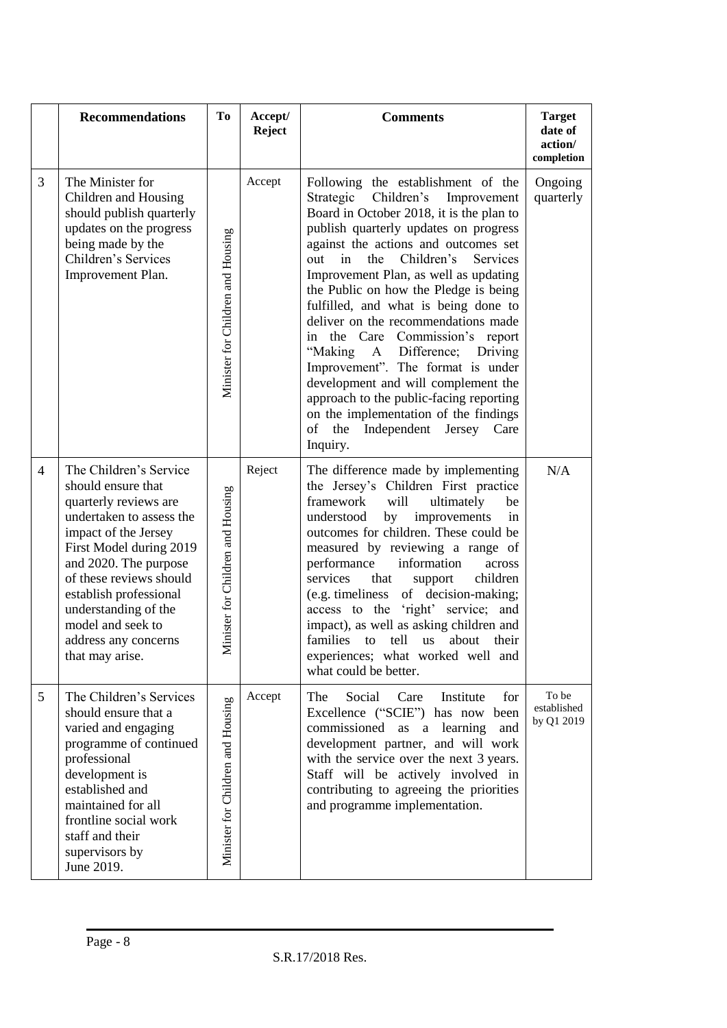| | Recommendations | To | Accept/ Reject | Comments | Target date of action/ completion |
|---|---|---|---|---|---|
| 3 | The Minister for Children and Housing should publish quarterly updates on the progress being made by the Children's Services Improvement Plan. | Minister for Children and Housing | Accept | Following the establishment of the Strategic Children's Improvement Board in October 2018, it is the plan to publish quarterly updates on progress against the actions and outcomes set out in the Children's Services Improvement Plan, as well as updating the Public on how the Pledge is being fulfilled, and what is being done to deliver on the recommendations made in the Care Commission's report "Making A Difference; Driving Improvement". The format is under development and will complement the approach to the public-facing reporting on the implementation of the findings of the Independent Jersey Care Inquiry. | Ongoing quarterly |
| 4 | The Children's Service should ensure that quarterly reviews are undertaken to assess the impact of the Jersey First Model during 2019 and 2020. The purpose of these reviews should establish professional understanding of the model and seek to address any concerns that may arise. | Minister for Children and Housing | Reject | The difference made by implementing the Jersey's Children First practice framework will ultimately be understood by improvements in outcomes for children. These could be measured by reviewing a range of performance information across services that support children (e.g. timeliness of decision-making; access to the 'right' service; and impact), as well as asking children and families to tell us about their experiences; what worked well and what could be better. | N/A |
| 5 | The Children's Services should ensure that a varied and engaging programme of continued professional development is established and maintained for all frontline social work staff and their supervisors by June 2019. | Minister for Children and Housing | Accept | The Social Care Institute for Excellence ("SCIE") has now been commissioned as a learning and development partner, and will work with the service over the next 3 years. Staff will be actively involved in contributing to agreeing the priorities and programme implementation. | To be established by Q1 2019 |

S.R.17/2018 Res.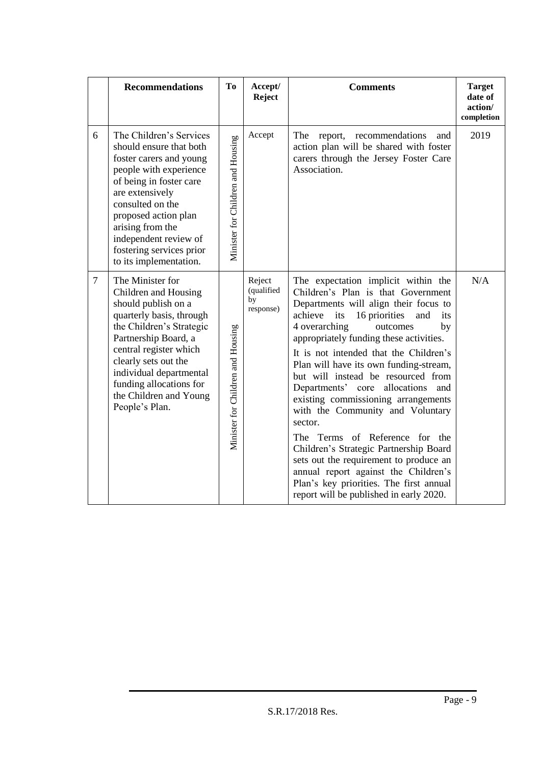| | Recommendations | To | Accept/ Reject | Comments | Target date of action/ completion |
|---|---|---|---|---|---|
| 6 | The Children's Services should ensure that both foster carers and young people with experience of being in foster care are extensively consulted on the proposed action plan arising from the independent review of fostering services prior to its implementation. | Minister for Children and Housing | Accept | The report, recommendations and action plan will be shared with foster carers through the Jersey Foster Care Association. | 2019 |
| 7 | The Minister for Children and Housing should publish on a quarterly basis, through the Children's Strategic Partnership Board, a central register which clearly sets out the individual departmental funding allocations for the Children and Young People's Plan. | Minister for Children and Housing | Reject (qualified by response) | The expectation implicit within the Children's Plan is that Government Departments will align their focus to achieve its 16 priorities and its 4 overarching outcomes by appropriately funding these activities.<br><br>It is not intended that the Children's Plan will have its own funding-stream, but will instead be resourced from Departments' core allocations and existing commissioning arrangements with the Community and Voluntary sector.<br><br>The Terms of Reference for the Children's Strategic Partnership Board sets out the requirement to produce an annual report against the Children's Plan's key priorities. The first annual report will be published in early 2020. | N/A |